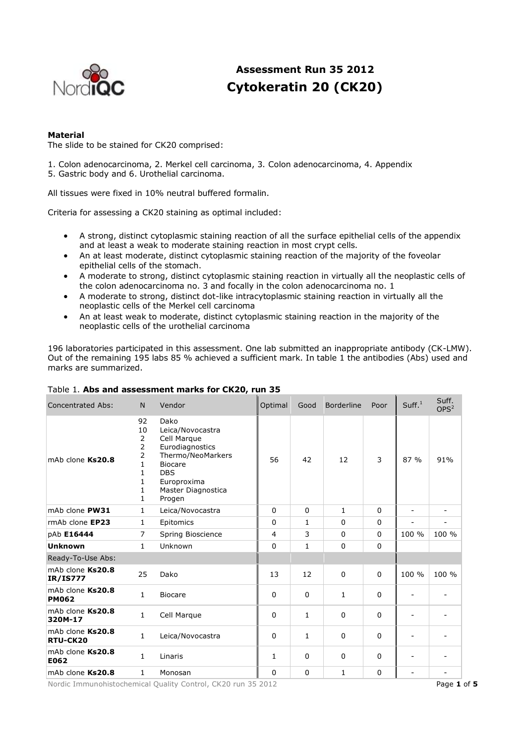# Assessment Run 35 2012
# Cytokeratin 20 (CK20)

**Material**

The slide to be stained for CK20 comprised:

1. Colon adenocarcinoma, 2. Merkel cell carcinoma, 3. Colon adenocarcinoma, 4. Appendix
5. Gastric body and 6. Urothelial carcinoma.

All tissues were fixed in 10% neutral buffered formalin.

Criteria for assessing a CK20 staining as optimal included:

- A strong, distinct cytoplasmic staining reaction of all the surface epithelial cells of the appendix and at least a weak to moderate staining reaction in most crypt cells.
- An at least moderate, distinct cytoplasmic staining reaction of the majority of the foveolar epithelial cells of the stomach.
- A moderate to strong, distinct cytoplasmic staining reaction in virtually all the neoplastic cells of the colon adenocarcinoma no. 3 and focally in the colon adenocarcinoma no. 1
- A moderate to strong, distinct dot-like intracytoplasmic staining reaction in virtually all the neoplastic cells of the Merkel cell carcinoma
- An at least weak to moderate, distinct cytoplasmic staining reaction in the majority of the neoplastic cells of the urothelial carcinoma

196 laboratories participated in this assessment. One lab submitted an inappropriate antibody (CK-LMW). Out of the remaining 195 labs 85 % achieved a sufficient mark. In table 1 the antibodies (Abs) used and marks are summarized.

Table 1. **Abs and assessment marks for CK20, run 35**

| Concentrated Abs: | N | Vendor | Optimal | Good | Borderline | Poor | Suff.[1] | Suff. OPS[2] |
|---|---|---|---|---|---|---|---|---|
| mAb clone **Ks20.8** | 92<br>10<br>2<br>2<br>2<br>1<br>1<br>1<br>1<br>1 | Dako<br>Leica/Novocastra<br>Cell Marque<br>Eurodiagnostics<br>Thermo/NeoMarkers<br>Biocare<br>DBS<br>Europroxima<br>Master Diagnostica<br>Progen | 56 | 42 | 12 | 3 | 87 % | 91% |
| mAb clone **PW31** | 1 | Leica/Novocastra | 0 | 0 | 1 | 0 | - | - |
| rmAb clone **EP23** | 1 | Epitomics | 0 | 1 | 0 | 0 | - | - |
| pAb **E16444** | 7 | Spring Bioscience | 4 | 3 | 0 | 0 | 100 % | 100 % |
| **Unknown** | 1 | Unknown | 0 | 1 | 0 | 0 | | |
| Ready-To-Use Abs: | | | | | | | | |
| mAb clone **Ks20.8 IR/IS777** | 25 | Dako | 13 | 12 | 0 | 0 | 100 % | 100 % |
| mAb clone **Ks20.8 PM062** | 1 | Biocare | 0 | 0 | 1 | 0 | - | - |
| mAb clone **Ks20.8 320M-17** | 1 | Cell Marque | 0 | 1 | 0 | 0 | - | - |
| mAb clone **Ks20.8 RTU-CK20** | 1 | Leica/Novocastra | 0 | 1 | 0 | 0 | - | - |
| mAb clone **Ks20.8 E062** | 1 | Linaris | 1 | 0 | 0 | 0 | - | - |
| mAb clone **Ks20.8** | 1 | Monosan | 0 | 0 | 1 | 0 | - | - |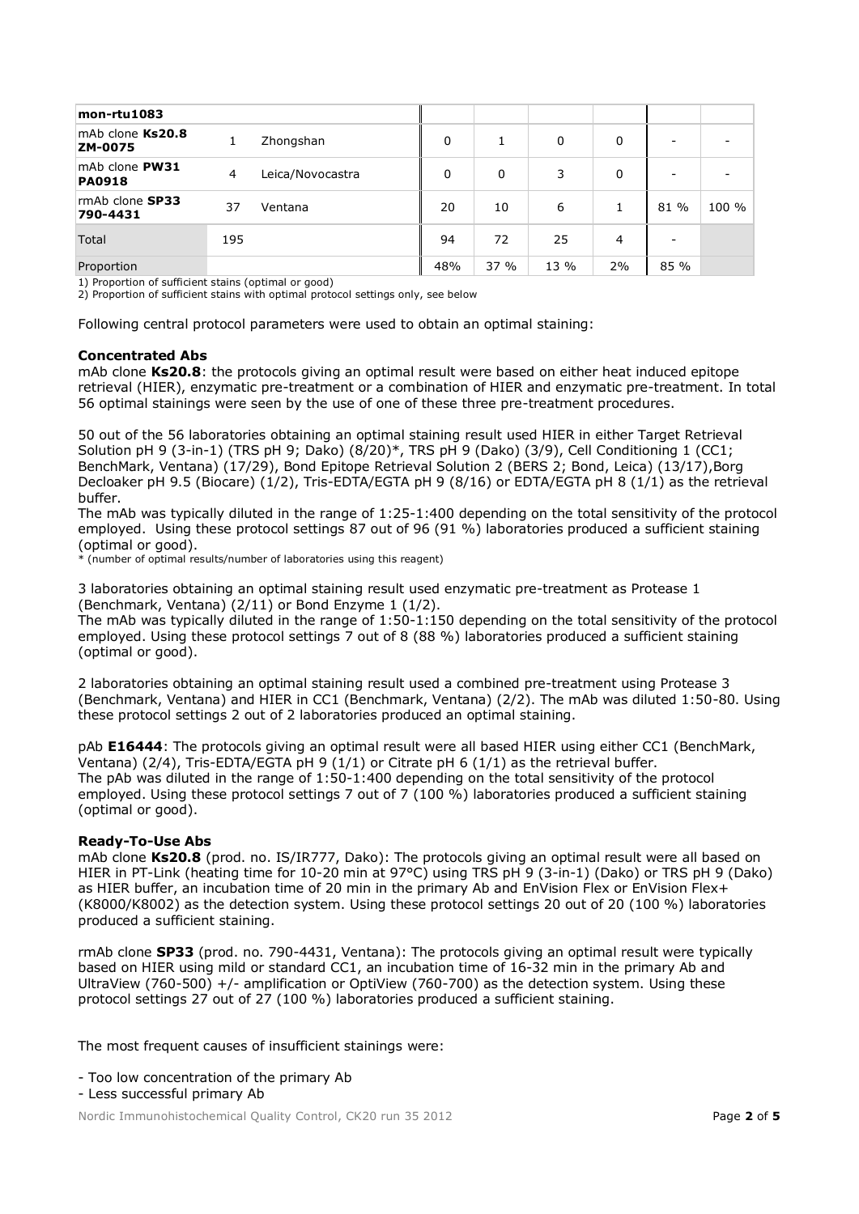| mon-rtu1083 | | | | | | | | |
|---|---|---|---|---|---|---|---|---|
| mAb clone **Ks20.8** **ZM-0075** | 1 | Zhongshan | 0 | 1 | 0 | 0 | - | - |
| mAb clone **PW31** **PA0918** | 4 | Leica/Novocastra | 0 | 0 | 3 | 0 | - | - |
| rmAb clone **SP33** **790-4431** | 37 | Ventana | 20 | 10 | 6 | 1 | 81 % | 100 % |
| Total | 195 | | 94 | 72 | 25 | 4 | - | |
| Proportion | | | 48% | 37 % | 13 % | 2% | 85 % | |

1) Proportion of sufficient stains (optimal or good)
2) Proportion of sufficient stains with optimal protocol settings only, see below

Following central protocol parameters were used to obtain an optimal staining:

**Concentrated Abs**
mAb clone **Ks20.8**: the protocols giving an optimal result were based on either heat induced epitope retrieval (HIER), enzymatic pre-treatment or a combination of HIER and enzymatic pre-treatment. In total 56 optimal stainings were seen by the use of one of these three pre-treatment procedures.

50 out of the 56 laboratories obtaining an optimal staining result used HIER in either Target Retrieval Solution pH 9 (3-in-1) (TRS pH 9; Dako) (8/20)*, TRS pH 9 (Dako) (3/9), Cell Conditioning 1 (CC1; BenchMark, Ventana) (17/29), Bond Epitope Retrieval Solution 2 (BERS 2; Bond, Leica) (13/17),Borg Decloaker pH 9.5 (Biocare) (1/2), Tris-EDTA/EGTA pH 9 (8/16) or EDTA/EGTA pH 8 (1/1) as the retrieval buffer.
The mAb was typically diluted in the range of 1:25-1:400 depending on the total sensitivity of the protocol employed. Using these protocol settings 87 out of 96 (91 %) laboratories produced a sufficient staining (optimal or good).
* (number of optimal results/number of laboratories using this reagent)

3 laboratories obtaining an optimal staining result used enzymatic pre-treatment as Protease 1 (Benchmark, Ventana) (2/11) or Bond Enzyme 1 (1/2).
The mAb was typically diluted in the range of 1:50-1:150 depending on the total sensitivity of the protocol employed. Using these protocol settings 7 out of 8 (88 %) laboratories produced a sufficient staining (optimal or good).

2 laboratories obtaining an optimal staining result used a combined pre-treatment using Protease 3 (Benchmark, Ventana) and HIER in CC1 (Benchmark, Ventana) (2/2). The mAb was diluted 1:50-80. Using these protocol settings 2 out of 2 laboratories produced an optimal staining.

pAb **E16444**: The protocols giving an optimal result were all based HIER using either CC1 (BenchMark, Ventana) (2/4), Tris-EDTA/EGTA pH 9 (1/1) or Citrate pH 6 (1/1) as the retrieval buffer.
The pAb was diluted in the range of 1:50-1:400 depending on the total sensitivity of the protocol employed. Using these protocol settings 7 out of 7 (100 %) laboratories produced a sufficient staining (optimal or good).

**Ready-To-Use Abs**
mAb clone **Ks20.8** (prod. no. IS/IR777, Dako): The protocols giving an optimal result were all based on HIER in PT-Link (heating time for 10-20 min at 97°C) using TRS pH 9 (3-in-1) (Dako) or TRS pH 9 (Dako) as HIER buffer, an incubation time of 20 min in the primary Ab and EnVision Flex or EnVision Flex+ (K8000/K8002) as the detection system. Using these protocol settings 20 out of 20 (100 %) laboratories produced a sufficient staining.

rmAb clone **SP33** (prod. no. 790-4431, Ventana): The protocols giving an optimal result were typically based on HIER using mild or standard CC1, an incubation time of 16-32 min in the primary Ab and UltraView (760-500) +/- amplification or OptiView (760-700) as the detection system. Using these protocol settings 27 out of 27 (100 %) laboratories produced a sufficient staining.

The most frequent causes of insufficient stainings were:

- Too low concentration of the primary Ab
- Less successful primary Ab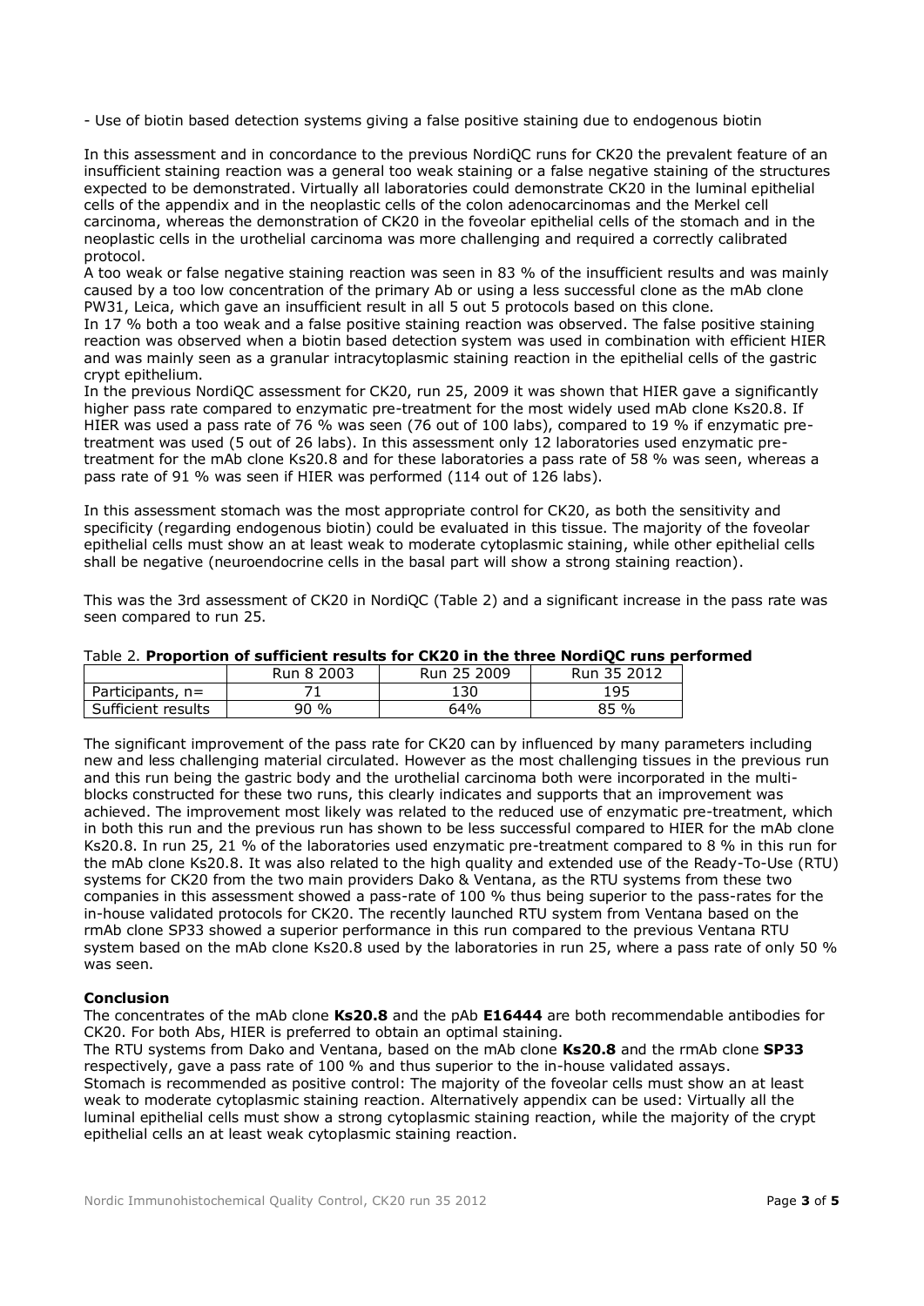- Use of biotin based detection systems giving a false positive staining due to endogenous biotin

In this assessment and in concordance to the previous NordiQC runs for CK20 the prevalent feature of an insufficient staining reaction was a general too weak staining or a false negative staining of the structures expected to be demonstrated. Virtually all laboratories could demonstrate CK20 in the luminal epithelial cells of the appendix and in the neoplastic cells of the colon adenocarcinomas and the Merkel cell carcinoma, whereas the demonstration of CK20 in the foveolar epithelial cells of the stomach and in the neoplastic cells in the urothelial carcinoma was more challenging and required a correctly calibrated protocol.

A too weak or false negative staining reaction was seen in 83 % of the insufficient results and was mainly caused by a too low concentration of the primary Ab or using a less successful clone as the mAb clone PW31, Leica, which gave an insufficient result in all 5 out 5 protocols based on this clone.

In 17 % both a too weak and a false positive staining reaction was observed. The false positive staining reaction was observed when a biotin based detection system was used in combination with efficient HIER and was mainly seen as a granular intracytoplasmic staining reaction in the epithelial cells of the gastric crypt epithelium.

In the previous NordiQC assessment for CK20, run 25, 2009 it was shown that HIER gave a significantly higher pass rate compared to enzymatic pre-treatment for the most widely used mAb clone Ks20.8. If HIER was used a pass rate of 76 % was seen (76 out of 100 labs), compared to 19 % if enzymatic pre-treatment was used (5 out of 26 labs). In this assessment only 12 laboratories used enzymatic pre-treatment for the mAb clone Ks20.8 and for these laboratories a pass rate of 58 % was seen, whereas a pass rate of 91 % was seen if HIER was performed (114 out of 126 labs).

In this assessment stomach was the most appropriate control for CK20, as both the sensitivity and specificity (regarding endogenous biotin) could be evaluated in this tissue. The majority of the foveolar epithelial cells must show an at least weak to moderate cytoplasmic staining, while other epithelial cells shall be negative (neuroendocrine cells in the basal part will show a strong staining reaction).

This was the 3rd assessment of CK20 in NordiQC (Table 2) and a significant increase in the pass rate was seen compared to run 25.

Table 2. **Proportion of sufficient results for CK20 in the three NordiQC runs performed**

| | Run 8 2003 | Run 25 2009 | Run 35 2012 |
|---|---|---|---|
| Participants, n= | 71 | 130 | 195 |
| Sufficient results | 90 % | 64% | 85 % |

The significant improvement of the pass rate for CK20 can by influenced by many parameters including new and less challenging material circulated. However as the most challenging tissues in the previous run and this run being the gastric body and the urothelial carcinoma both were incorporated in the multi-blocks constructed for these two runs, this clearly indicates and supports that an improvement was achieved. The improvement most likely was related to the reduced use of enzymatic pre-treatment, which in both this run and the previous run has shown to be less successful compared to HIER for the mAb clone Ks20.8. In run 25, 21 % of the laboratories used enzymatic pre-treatment compared to 8 % in this run for the mAb clone Ks20.8. It was also related to the high quality and extended use of the Ready-To-Use (RTU) systems for CK20 from the two main providers Dako & Ventana, as the RTU systems from these two companies in this assessment showed a pass-rate of 100 % thus being superior to the pass-rates for the in-house validated protocols for CK20. The recently launched RTU system from Ventana based on the rmAb clone SP33 showed a superior performance in this run compared to the previous Ventana RTU system based on the mAb clone Ks20.8 used by the laboratories in run 25, where a pass rate of only 50 % was seen.

**Conclusion**

The concentrates of the mAb clone **Ks20.8** and the pAb **E16444** are both recommendable antibodies for CK20. For both Abs, HIER is preferred to obtain an optimal staining.

The RTU systems from Dako and Ventana, based on the mAb clone **Ks20.8** and the rmAb clone **SP33** respectively, gave a pass rate of 100 % and thus superior to the in-house validated assays.

Stomach is recommended as positive control: The majority of the foveolar cells must show an at least weak to moderate cytoplasmic staining reaction. Alternatively appendix can be used: Virtually all the luminal epithelial cells must show a strong cytoplasmic staining reaction, while the majority of the crypt epithelial cells an at least weak cytoplasmic staining reaction.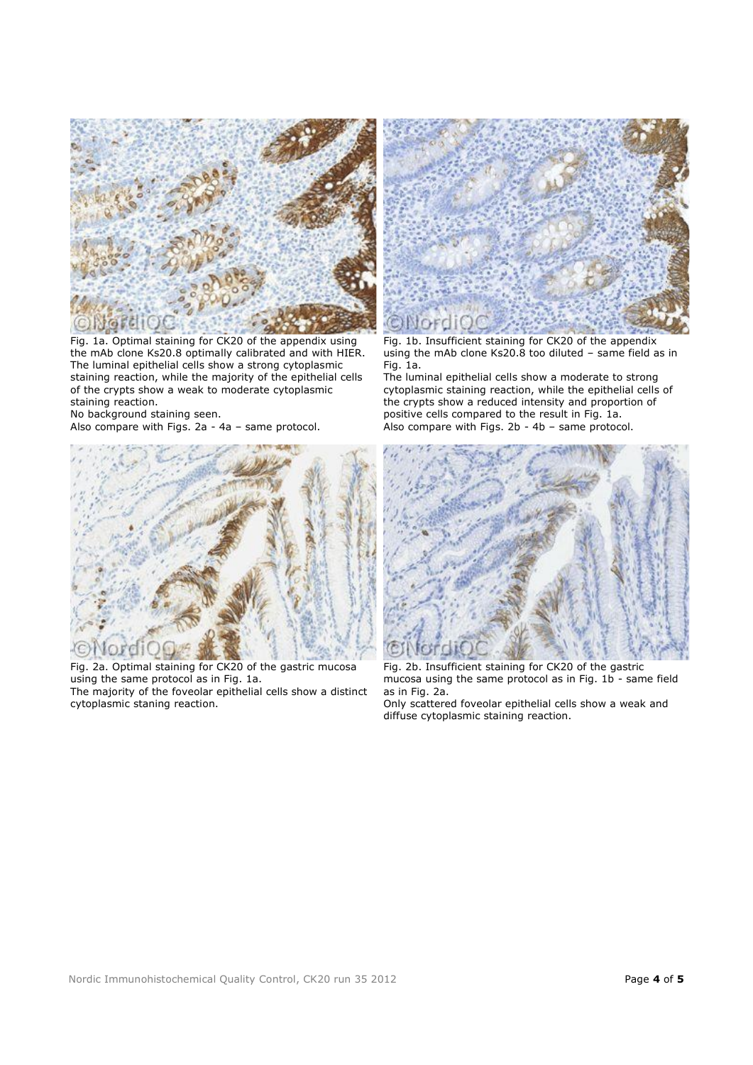Fig. 1a. Optimal staining for CK20 of the appendix using the mAb clone Ks20.8 optimally calibrated and with HIER. The luminal epithelial cells show a strong cytoplasmic staining reaction, while the majority of the epithelial cells of the crypts show a weak to moderate cytoplasmic staining reaction.
No background staining seen.
Also compare with Figs. 2a - 4a – same protocol.

Fig. 1b. Insufficient staining for CK20 of the appendix using the mAb clone Ks20.8 too diluted – same field as in Fig. 1a.
The luminal epithelial cells show a moderate to strong cytoplasmic staining reaction, while the epithelial cells of the crypts show a reduced intensity and proportion of positive cells compared to the result in Fig. 1a.
Also compare with Figs. 2b - 4b – same protocol.

Fig. 2a. Optimal staining for CK20 of the gastric mucosa using the same protocol as in Fig. 1a.
The majority of the foveolar epithelial cells show a distinct cytoplasmic staning reaction.

Fig. 2b. Insufficient staining for CK20 of the gastric mucosa using the same protocol as in Fig. 1b - same field as in Fig. 2a.
Only scattered foveolar epithelial cells show a weak and diffuse cytoplasmic staining reaction.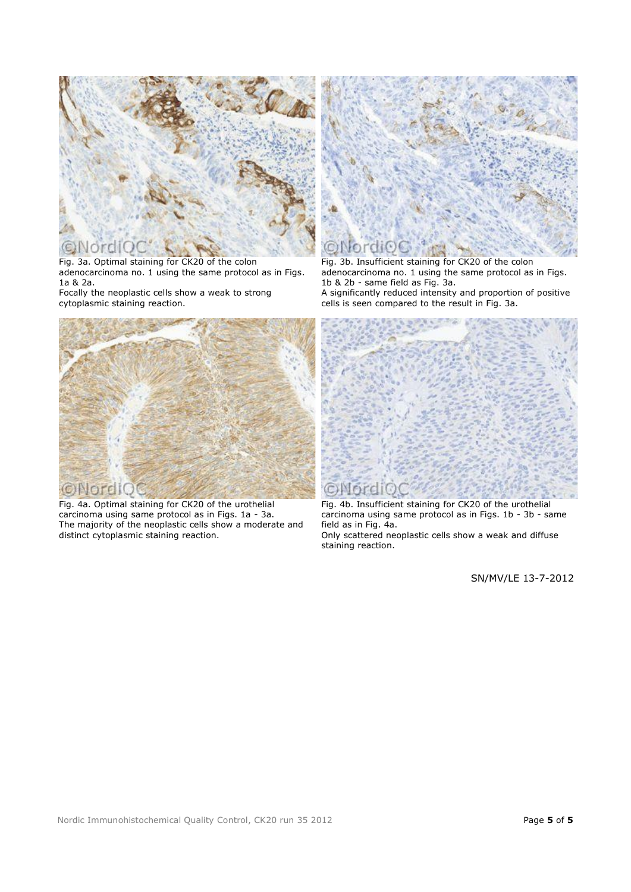Fig. 3a. Optimal staining for CK20 of the colon adenocarcinoma no. 1 using the same protocol as in Figs. 1a & 2a.
Focally the neoplastic cells show a weak to strong cytoplasmic staining reaction.

Fig. 3b. Insufficient staining for CK20 of the colon adenocarcinoma no. 1 using the same protocol as in Figs. 1b & 2b - same field as Fig. 3a.
A significantly reduced intensity and proportion of positive cells is seen compared to the result in Fig. 3a.

Fig. 4a. Optimal staining for CK20 of the urothelial carcinoma using same protocol as in Figs. 1a - 3a.
The majority of the neoplastic cells show a moderate and distinct cytoplasmic staining reaction.

Fig. 4b. Insufficient staining for CK20 of the urothelial carcinoma using same protocol as in Figs. 1b - 3b - same field as in Fig. 4a.
Only scattered neoplastic cells show a weak and diffuse staining reaction.

SN/MV/LE 13-7-2012